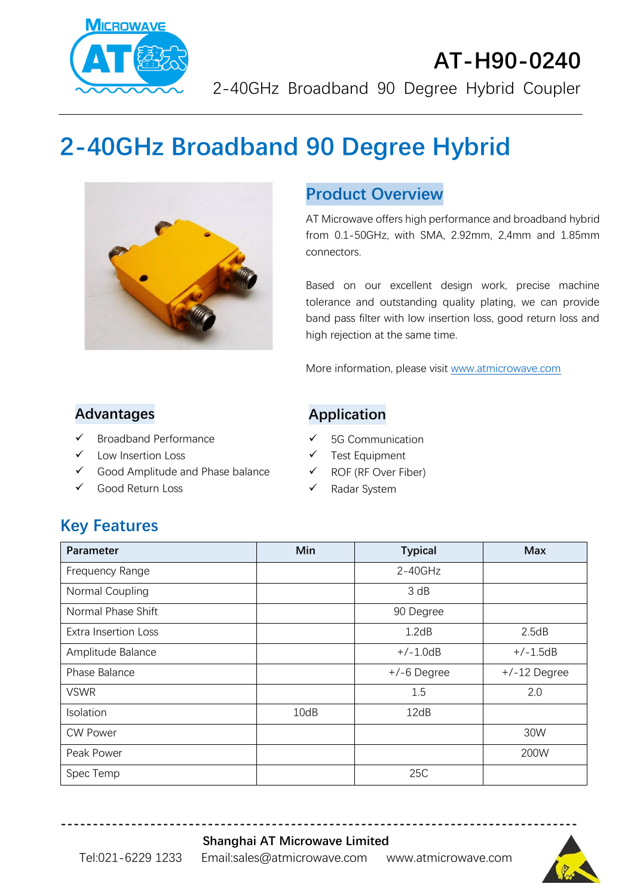# AT-H90-0240

2-40GHz Broadband 90 Degree Hybrid Coupler

# 2-40GHz Broadband 90 Degree Hybrid

## Product Overview

AT Microwave offers high performance and broadband hybrid from 0.1-50GHz, with SMA, 2.92mm, 2,4mm and 1.85mm connectors.

Based on our excellent design work, precise machine tolerance and outstanding quality plating, we can provide band pass filter with low insertion loss, good return loss and high rejection at the same time.

More information, please visit www.atmicrowave.com

## Advantages

- ✓ Broadband Performance
- ✓ Low Insertion Loss
- ✓ Good Amplitude and Phase balance
- ✓ Good Return Loss

## Application

- ✓ 5G Communication
- ✓ Test Equipment
- ✓ ROF (RF Over Fiber)
- ✓ Radar System

## Key Features

| Parameter | Min | Typical | Max |
|---|---|---|---|
| Frequency Range | | 2-40GHz | |
| Normal Coupling | | 3 dB | |
| Normal Phase Shift | | 90 Degree | |
| Extra Insertion Loss | | 1.2dB | 2.5dB |
| Amplitude Balance | | +/-1.0dB | +/-1.5dB |
| Phase Balance | | +/-6 Degree | +/-12 Degree |
| VSWR | | 1.5 | 2.0 |
| Isolation | 10dB | 12dB | |
| CW Power | | | 30W |
| Peak Power | | | 200W |
| Spec Temp | | 25C | |

**Shanghai AT Microwave Limited**

Tel:021-6229 1233 Email:sales@atmicrowave.com www.atmicrowave.com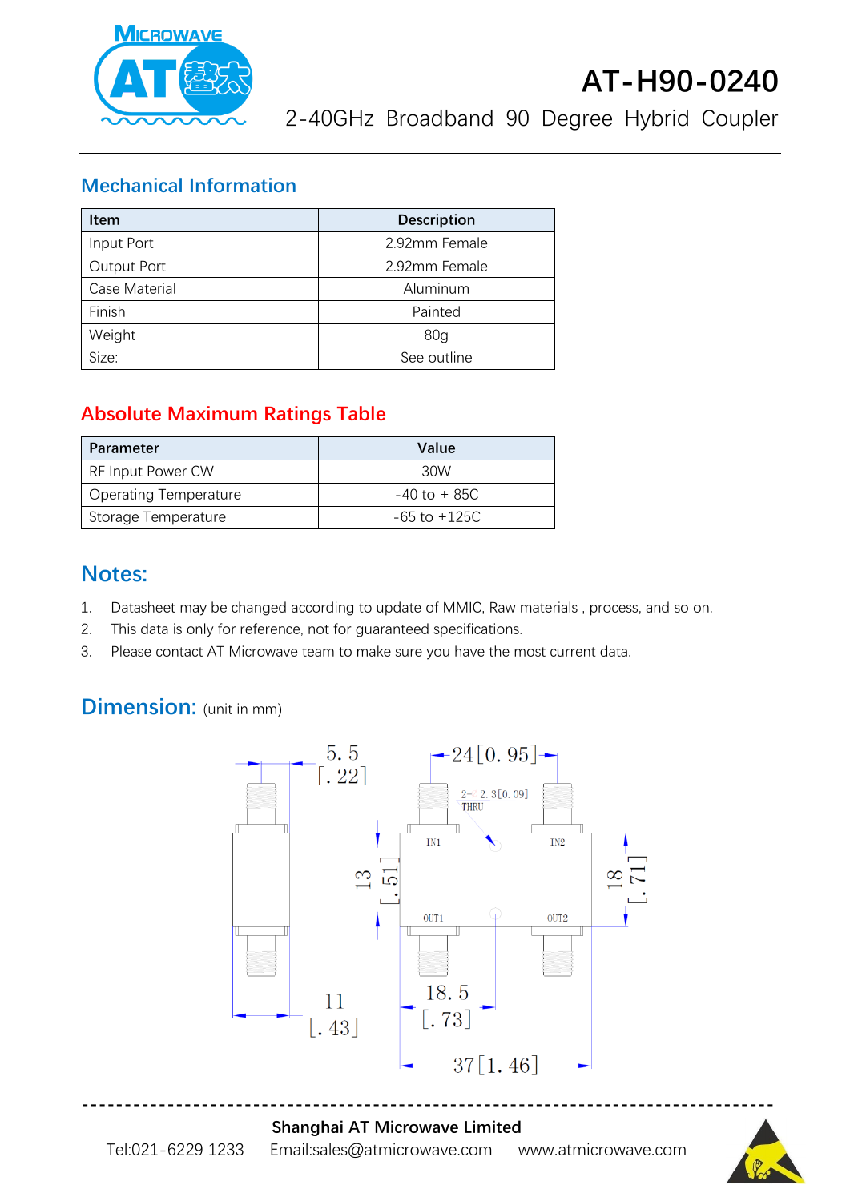# AT-H90-0240

2-40GHz Broadband 90 Degree Hybrid Coupler

## Mechanical Information

| Item | Description |
|---|---|
| Input Port | 2.92mm Female |
| Output Port | 2.92mm Female |
| Case Material | Aluminum |
| Finish | Painted |
| Weight | 80g |
| Size: | See outline |

## Absolute Maximum Ratings Table

| Parameter | Value |
|---|---|
| RF Input Power CW | 30W |
| Operating Temperature | -40 to + 85C |
| Storage Temperature | -65 to +125C |

## Notes:

1. Datasheet may be changed according to update of MMIC, Raw materials , process, and so on.
2. This data is only for reference, not for guaranteed specifications.
3. Please contact AT Microwave team to make sure you have the most current data.

## Dimension: (unit in mm)

5. 5 [. 22]

24 [0. 95]

2- 2. 3 [0. 09] THRU

IN1 IN2

13 [. 51]

18 [. 71]

OUT1 OUT2

11 [. 43]

18. 5 [. 73]

37 [1. 46]

---

**Shanghai AT Microwave Limited**

Tel:021-6229 1233 Email:sales@atmicrowave.com www.atmicrowave.com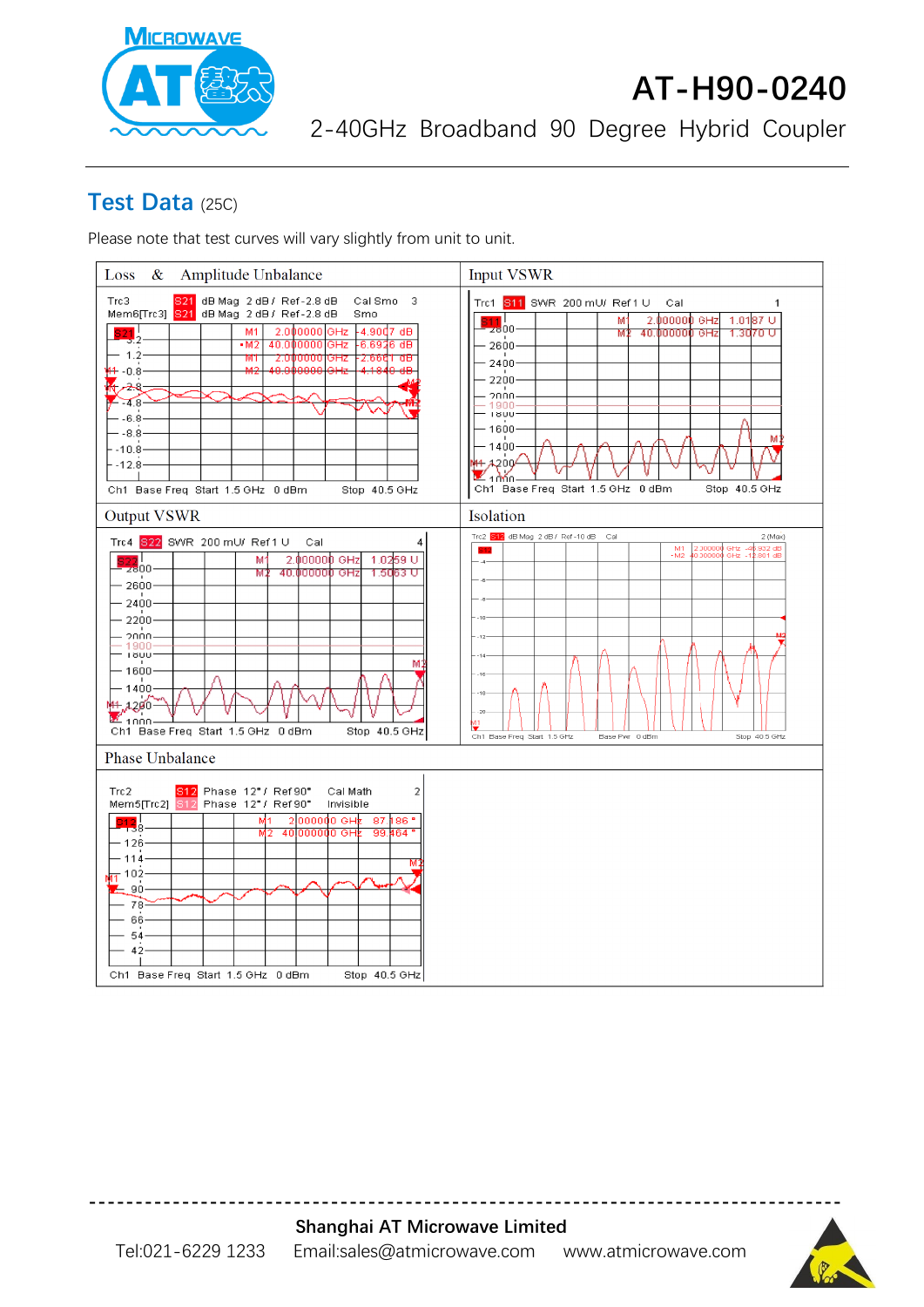# AT-H90-0240

2-40GHz Broadband 90 Degree Hybrid Coupler

## Test Data (25C)

Please note that test curves will vary slightly from unit to unit.

### Loss & Amplitude Unbalance

Trc3 S21 dB Mag 2 dB/ Ref -2.8 dB Cal Smo 3
Mem6[Trc3] S21 dB Mag 2 dB/ Ref -2.8 dB Smo

M1 2.000000 GHz -4.9007 dB
•M2 40.000000 GHz -6.6926 dB
M1 2.000000 GHz -2.6661 dB
M2 40.000000 GHz -4.1840 dB

3.2, 1.2, -0.8, -2.8, -4.8, -6.8, -8.8, -10.8, -12.8

Ch1 Base Freq Start 1.5 GHz 0 dBm Stop 40.5 GHz

### Input VSWR

Trc1 S11 SWR 200 mU/ Ref 1 U Cal 1

M1 2.000000 GHz 1.0187 U
M2 40.000000 GHz 1.3070 U

2800, 2600, 2400, 2200, 2000, 1900, 1800, 1600, 1400, 1200, 1000

Ch1 Base Freq Start 1.5 GHz 0 dBm Stop 40.5 GHz

### Output VSWR

Trc4 S22 SWR 200 mU/ Ref 1 U Cal 4

M1 2.000000 GHz 1.0259 U
M2 40.000000 GHz 1.5063 U

2800, 2600, 2400, 2200, 2000, 1900, 1800, 1600, 1400, 1200, 1000

Ch1 Base Freq Start 1.5 GHz 0 dBm Stop 40.5 GHz

### Isolation

Trc2 S13 dB Mag 2 dB/ Ref -10 dB Cal 2 (Max)

M1 2.300000 GHz -46.932 dB
•M2 40.300000 GHz -12.801 dB

-4, -6, -8, -10, -12, -14, -16, -18, -20

Ch1 Base Freq Start 1.5 GHz Base Pwr 0 dBm Stop 40.5 GHz

### Phase Unbalance

Trc2 S12 Phase 12°/ Ref 90° Cal Math 2
Mem5[Trc2] S12 Phase 12°/ Ref 90° Invisible

M1 2.000000 GHz 87.186 °
M2 40.000000 GHz 99.464 °

138, 126, 114, 102, 90, 78, 66, 54, 42

Ch1 Base Freq Start 1.5 GHz 0 dBm Stop 40.5 GHz

---

**Shanghai AT Microwave Limited**

Tel:021-6229 1233 Email:sales@atmicrowave.com www.atmicrowave.com